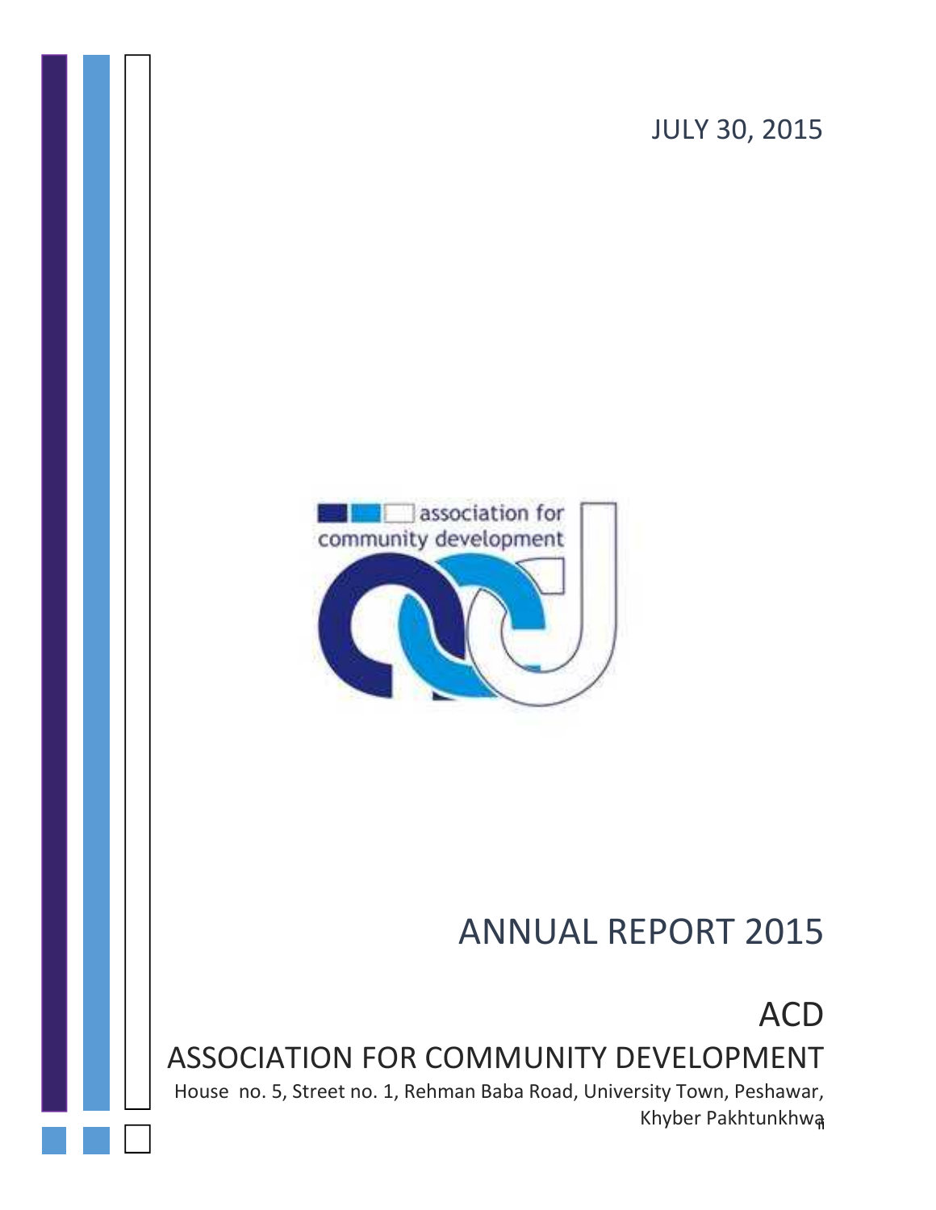JULY 30, 2015

association for community development

# ANNUAL REPORT 2015

## ACD

## ASSOCIATION FOR COMMUNITY DEVELOPMENT

House no. 5, Street no. 1, Rehman Baba Road, University Town, Peshawar, Khyber Pakhtunkhwa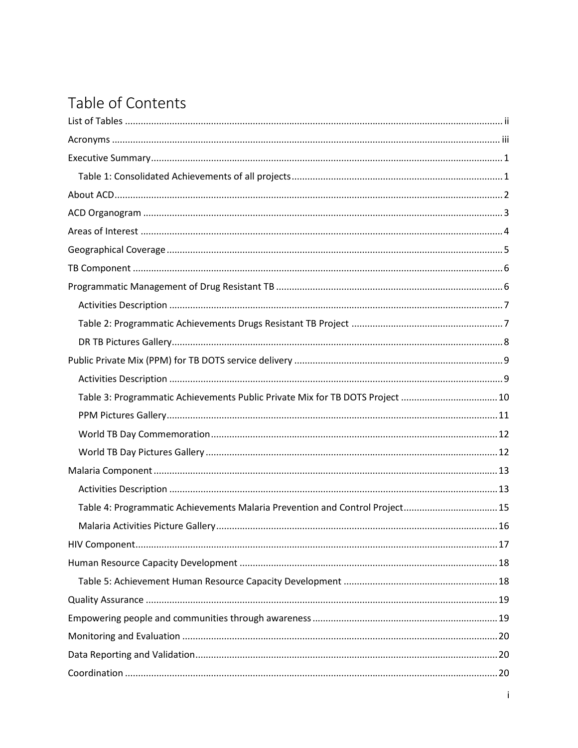# Table of Contents

- List of Tables ........ ii
- Acronyms ........ iii
- Executive Summary ........ 1
  - Table 1: Consolidated Achievements of all projects ........ 1
- About ACD ........ 2
- ACD Organogram ........ 3
- Areas of Interest ........ 4
- Geographical Coverage ........ 5
- TB Component ........ 6
- Programmatic Management of Drug Resistant TB ........ 6
  - Activities Description ........ 7
  - Table 2: Programmatic Achievements Drugs Resistant TB Project ........ 7
  - DR TB Pictures Gallery ........ 8
- Public Private Mix (PPM) for TB DOTS service delivery ........ 9
  - Activities Description ........ 9
  - Table 3: Programmatic Achievements Public Private Mix for TB DOTS Project ........ 10
  - PPM Pictures Gallery ........ 11
  - World TB Day Commemoration ........ 12
  - World TB Day Pictures Gallery ........ 12
- Malaria Component ........ 13
  - Activities Description ........ 13
  - Table 4: Programmatic Achievements Malaria Prevention and Control Project ........ 15
  - Malaria Activities Picture Gallery ........ 16
- HIV Component ........ 17
- Human Resource Capacity Development ........ 18
  - Table 5: Achievement Human Resource Capacity Development ........ 18
- Quality Assurance ........ 19
- Empowering people and communities through awareness ........ 19
- Monitoring and Evaluation ........ 20
- Data Reporting and Validation ........ 20
- Coordination ........ 20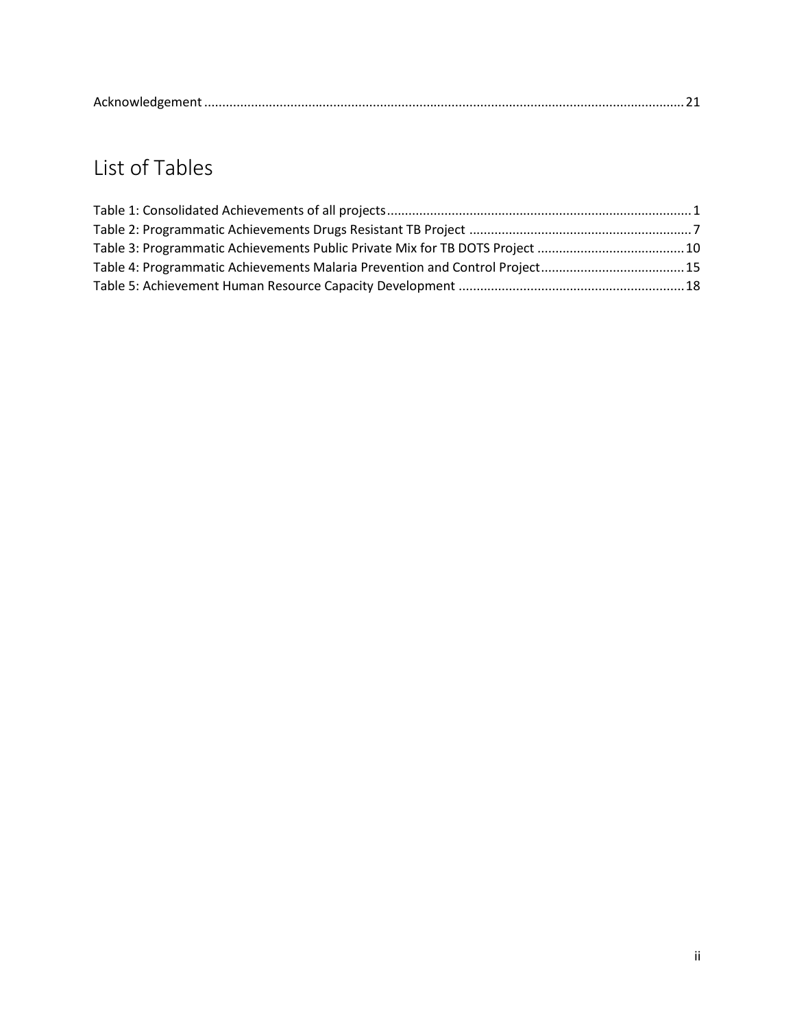Acknowledgement ........................................................................................................................................ 21

## List of Tables

Table 1: Consolidated Achievements of all projects ...................................................................................... 1
Table 2: Programmatic Achievements Drugs Resistant TB Project ............................................................... 7
Table 3: Programmatic Achievements Public Private Mix for TB DOTS Project .......................................... 10
Table 4: Programmatic Achievements Malaria Prevention and Control Project......................................... 15
Table 5: Achievement Human Resource Capacity Development ............................................................... 18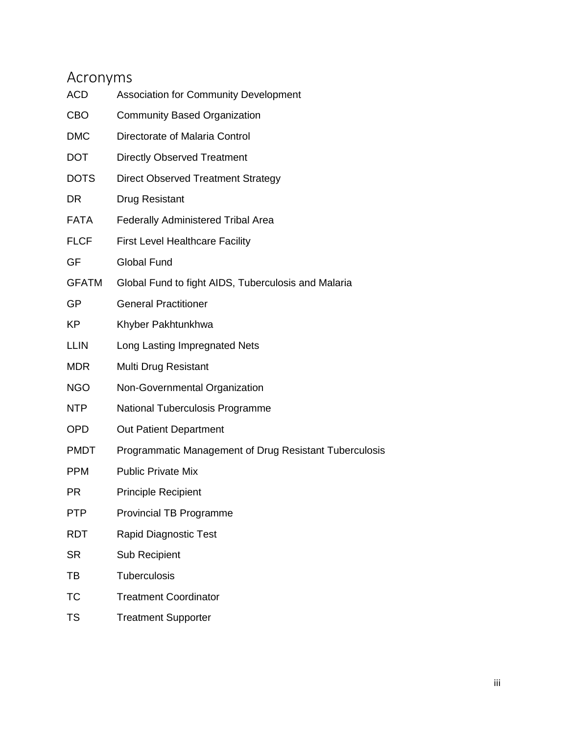# Acronyms

| | |
|---|---|
| ACD | Association for Community Development |
| CBO | Community Based Organization |
| DMC | Directorate of Malaria Control |
| DOT | Directly Observed Treatment |
| DOTS | Direct Observed Treatment Strategy |
| DR | Drug Resistant |
| FATA | Federally Administered Tribal Area |
| FLCF | First Level Healthcare Facility |
| GF | Global Fund |
| GFATM | Global Fund to fight AIDS, Tuberculosis and Malaria |
| GP | General Practitioner |
| KP | Khyber Pakhtunkhwa |
| LLIN | Long Lasting Impregnated Nets |
| MDR | Multi Drug Resistant |
| NGO | Non-Governmental Organization |
| NTP | National Tuberculosis Programme |
| OPD | Out Patient Department |
| PMDT | Programmatic Management of Drug Resistant Tuberculosis |
| PPM | Public Private Mix |
| PR | Principle Recipient |
| PTP | Provincial TB Programme |
| RDT | Rapid Diagnostic Test |
| SR | Sub Recipient |
| TB | Tuberculosis |
| TC | Treatment Coordinator |
| TS | Treatment Supporter |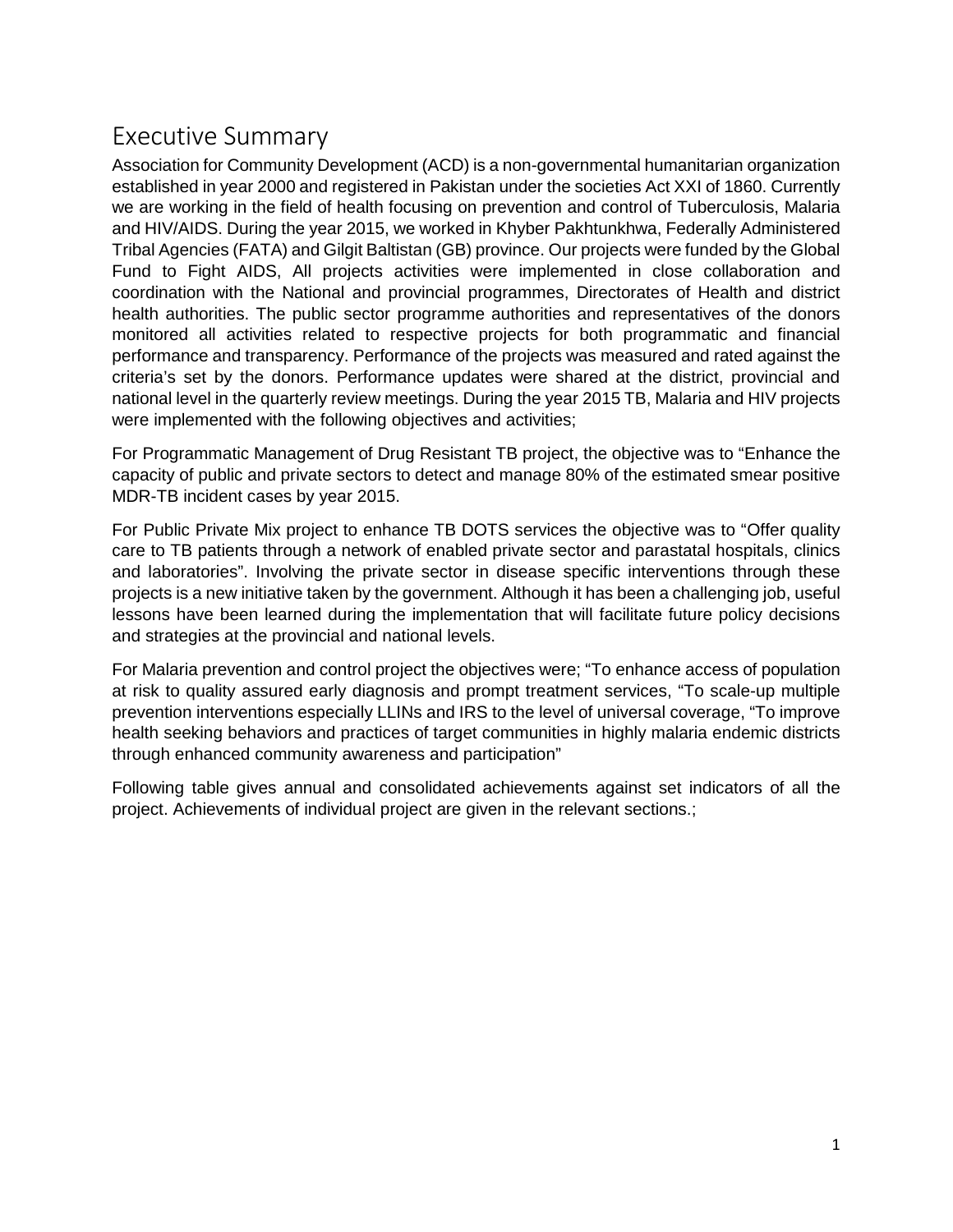# Executive Summary

Association for Community Development (ACD) is a non-governmental humanitarian organization established in year 2000 and registered in Pakistan under the societies Act XXI of 1860. Currently we are working in the field of health focusing on prevention and control of Tuberculosis, Malaria and HIV/AIDS. During the year 2015, we worked in Khyber Pakhtunkhwa, Federally Administered Tribal Agencies (FATA) and Gilgit Baltistan (GB) province. Our projects were funded by the Global Fund to Fight AIDS, All projects activities were implemented in close collaboration and coordination with the National and provincial programmes, Directorates of Health and district health authorities. The public sector programme authorities and representatives of the donors monitored all activities related to respective projects for both programmatic and financial performance and transparency. Performance of the projects was measured and rated against the criteria's set by the donors. Performance updates were shared at the district, provincial and national level in the quarterly review meetings. During the year 2015 TB, Malaria and HIV projects were implemented with the following objectives and activities;

For Programmatic Management of Drug Resistant TB project, the objective was to "Enhance the capacity of public and private sectors to detect and manage 80% of the estimated smear positive MDR-TB incident cases by year 2015.

For Public Private Mix project to enhance TB DOTS services the objective was to "Offer quality care to TB patients through a network of enabled private sector and parastatal hospitals, clinics and laboratories". Involving the private sector in disease specific interventions through these projects is a new initiative taken by the government. Although it has been a challenging job, useful lessons have been learned during the implementation that will facilitate future policy decisions and strategies at the provincial and national levels.

For Malaria prevention and control project the objectives were; "To enhance access of population at risk to quality assured early diagnosis and prompt treatment services, "To scale-up multiple prevention interventions especially LLINs and IRS to the level of universal coverage, "To improve health seeking behaviors and practices of target communities in highly malaria endemic districts through enhanced community awareness and participation"

Following table gives annual and consolidated achievements against set indicators of all the project. Achievements of individual project are given in the relevant sections.;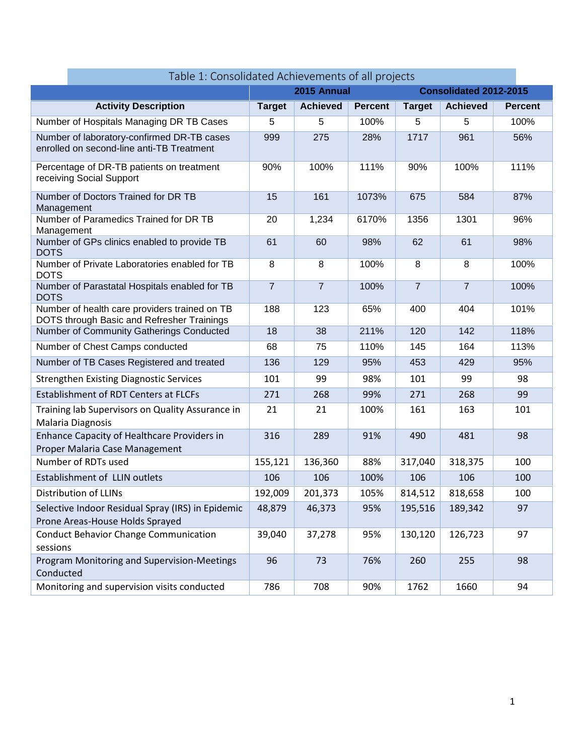Table 1: Consolidated Achievements of all projects

| | 2015 Annual | | | Consolidated 2012-2015 | | |
|---|---|---|---|---|---|---|
| **Activity Description** | **Target** | **Achieved** | **Percent** | **Target** | **Achieved** | **Percent** |
| Number of Hospitals Managing DR TB Cases | 5 | 5 | 100% | 5 | 5 | 100% |
| Number of laboratory-confirmed DR-TB cases enrolled on second-line anti-TB Treatment | 999 | 275 | 28% | 1717 | 961 | 56% |
| Percentage of DR-TB patients on treatment receiving Social Support | 90% | 100% | 111% | 90% | 100% | 111% |
| Number of Doctors Trained for DR TB Management | 15 | 161 | 1073% | 675 | 584 | 87% |
| Number of Paramedics Trained for DR TB Management | 20 | 1,234 | 6170% | 1356 | 1301 | 96% |
| Number of GPs clinics enabled to provide TB DOTS | 61 | 60 | 98% | 62 | 61 | 98% |
| Number of Private Laboratories enabled for TB DOTS | 8 | 8 | 100% | 8 | 8 | 100% |
| Number of Parastatal Hospitals enabled for TB DOTS | 7 | 7 | 100% | 7 | 7 | 100% |
| Number of health care providers trained on TB DOTS through Basic and Refresher Trainings | 188 | 123 | 65% | 400 | 404 | 101% |
| Number of Community Gatherings Conducted | 18 | 38 | 211% | 120 | 142 | 118% |
| Number of Chest Camps conducted | 68 | 75 | 110% | 145 | 164 | 113% |
| Number of TB Cases Registered and treated | 136 | 129 | 95% | 453 | 429 | 95% |
| Strengthen Existing Diagnostic Services | 101 | 99 | 98% | 101 | 99 | 98 |
| Establishment of RDT Centers at FLCFs | 271 | 268 | 99% | 271 | 268 | 99 |
| Training lab Supervisors on Quality Assurance in Malaria Diagnosis | 21 | 21 | 100% | 161 | 163 | 101 |
| Enhance Capacity of Healthcare Providers in Proper Malaria Case Management | 316 | 289 | 91% | 490 | 481 | 98 |
| Number of RDTs used | 155,121 | 136,360 | 88% | 317,040 | 318,375 | 100 |
| Establishment of LLIN outlets | 106 | 106 | 100% | 106 | 106 | 100 |
| Distribution of LLINs | 192,009 | 201,373 | 105% | 814,512 | 818,658 | 100 |
| Selective Indoor Residual Spray (IRS) in Epidemic Prone Areas-House Holds Sprayed | 48,879 | 46,373 | 95% | 195,516 | 189,342 | 97 |
| Conduct Behavior Change Communication sessions | 39,040 | 37,278 | 95% | 130,120 | 126,723 | 97 |
| Program Monitoring and Supervision-Meetings Conducted | 96 | 73 | 76% | 260 | 255 | 98 |
| Monitoring and supervision visits conducted | 786 | 708 | 90% | 1762 | 1660 | 94 |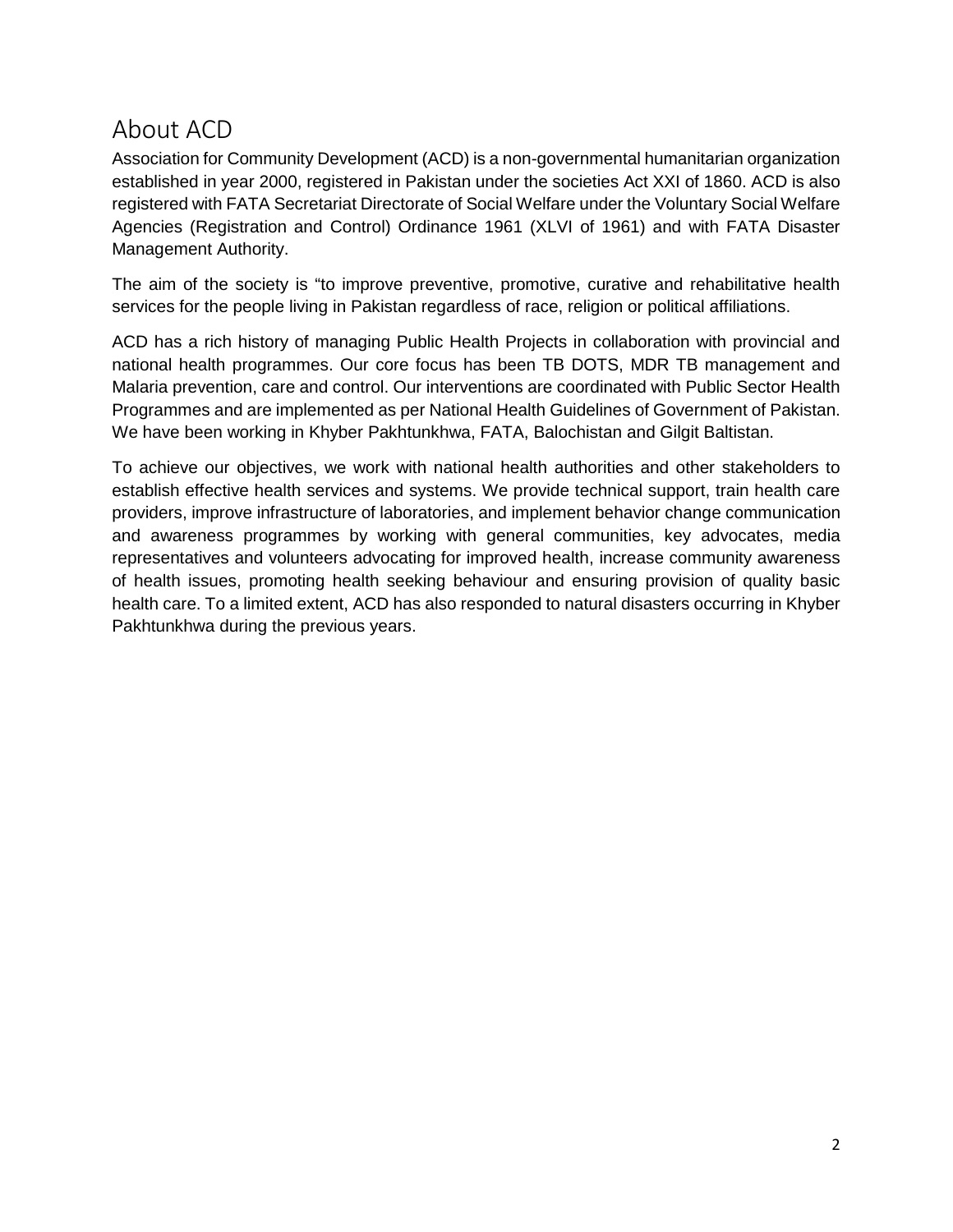## About ACD

Association for Community Development (ACD) is a non-governmental humanitarian organization established in year 2000, registered in Pakistan under the societies Act XXI of 1860. ACD is also registered with FATA Secretariat Directorate of Social Welfare under the Voluntary Social Welfare Agencies (Registration and Control) Ordinance 1961 (XLVI of 1961) and with FATA Disaster Management Authority.

The aim of the society is "to improve preventive, promotive, curative and rehabilitative health services for the people living in Pakistan regardless of race, religion or political affiliations.

ACD has a rich history of managing Public Health Projects in collaboration with provincial and national health programmes. Our core focus has been TB DOTS, MDR TB management and Malaria prevention, care and control. Our interventions are coordinated with Public Sector Health Programmes and are implemented as per National Health Guidelines of Government of Pakistan. We have been working in Khyber Pakhtunkhwa, FATA, Balochistan and Gilgit Baltistan.

To achieve our objectives, we work with national health authorities and other stakeholders to establish effective health services and systems. We provide technical support, train health care providers, improve infrastructure of laboratories, and implement behavior change communication and awareness programmes by working with general communities, key advocates, media representatives and volunteers advocating for improved health, increase community awareness of health issues, promoting health seeking behaviour and ensuring provision of quality basic health care. To a limited extent, ACD has also responded to natural disasters occurring in Khyber Pakhtunkhwa during the previous years.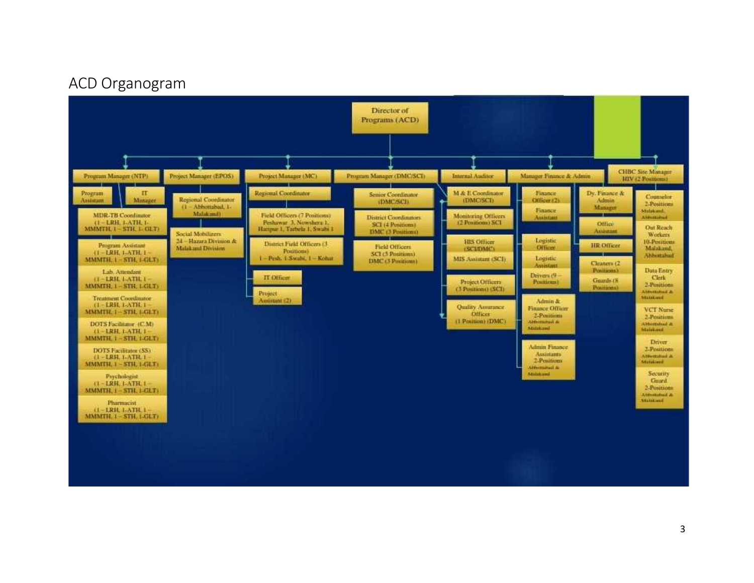## ACD Organogram

**Director of Programs (ACD)**

- **Program Manager (NTP)**
  - Program Assistant
  - IT Manager
  - MDR-TB Coordinator (1 – LRH, 1-ATH, 1-MMMTH, 1 – STH, 1- GLT)
  - Program Assistant (1 – LRH, 1-ATH, 1 – MMMTH, 1 – STH, 1-GLT)
  - Lab. Attendant (1 – LRH, 1-ATH, 1 – MMMTH, 1 – STH, 1-GLT)
  - Treatment Coordinator (1 – LRH, 1-ATH, 1 – MMMTH, 1 – STH, 1-GLT)
  - DOTS Facilitator (C.M) (1 – LRH, 1-ATH, 1 – MMMTH, 1 – STH, 1-GLT)
  - DOTS Facilitator (SS) (1 – LRH, 1-ATH, 1 – MMMTH, 1 – STH, 1-GLT)
  - Psychologist (1 – LRH, 1-ATH, 1 – MMMTH, 1 – STH, 1-GLT)
  - Pharmacist (1 – LRH, 1-ATH, 1 – MMMTH, 1 – STH, 1-GLT)
- **Project Manager (EPOS)**
  - Regional Coordinator (1 – Abbottabad, 1- Malakand)
  - Social Mobilizers 24 – Hazara Division & Malakand Division
- **Project Manager (MC)**
  - Regional Coordinator
  - Field Officers (7 Positions) Peshawar 3, Nowshera 1, Haripur 1, Tarbela 1, Swabi 1
  - District Field Officers (3 Positions) 1 – Pesh, 1-Swabi, 1 – Kohat
  - IT Officer
  - Project Assistant (2)
- **Program Manager (DMC/SCI)**
  - Senior Coordinator (DMC/SCI)
  - District Coordinators SCI (4 Positions) DMC (3 Positions)
  - Field Officers SCI (5 Positions) DMC (3 Positions)
  - M & E Coordinator (DMC/SCI)
    - Monitoring Officers (2 Positions) SCI
    - HIS Officer (SCI/DMC)
    - MIS Assistant (SCI)
    - Project Officers (3 Positions) (SCI)
    - Quality Assurance Officer (1 Position) (DMC)
- **Internal Auditor**
- **Manager Finance & Admin**
  - Finance Officer (2)
  - Finance Assistant
  - Logistic Officer
  - Logistic Assistant
  - Drivers (9 – Positions)
  - Admin & Finance Officer 2-Positions Abbottabad & Malakand
  - Admin Finance Assistants 2-Positions Abbottabad & Malakand
  - Dy. Finance & Admin Manager
    - Office Assistant
    - HR Officer
    - Cleaners (2 Positions)
    - Guards (8 Positions)
- **CHBC Site Manager HIV (2 Positions)**
  - Counselor 2-Positions Malakand, Abbottabad
  - Out Reach Workers 10-Positions Malakand, Abbottabad
  - Data Entry Clerk 2-Positions Abbottabad & Malakand
  - VCT Nurse 2-Positions Abbottabad & Malakand
  - Driver 2-Positions Abbottabad & Malakand
  - Security Guard 2-Positions Abbottabad & Malakand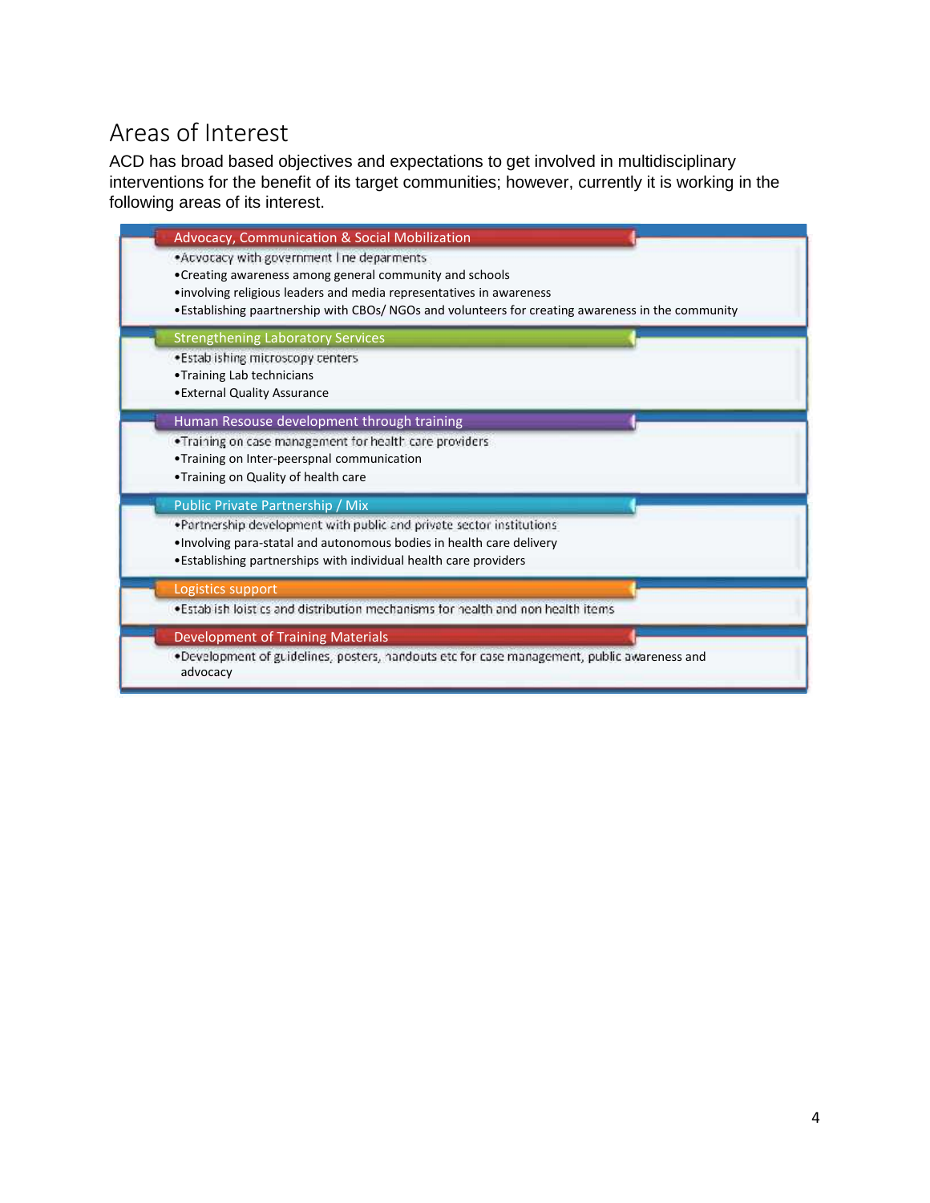## Areas of Interest

ACD has broad based objectives and expectations to get involved in multidisciplinary interventions for the benefit of its target communities; however, currently it is working in the following areas of its interest.

### Advocacy, Communication & Social Mobilization

- Advocacy with government line departments
- Creating awareness among general community and schools
- involving religious leaders and media representatives in awareness
- Establishing paartnership with CBOs/ NGOs and volunteers for creating awareness in the community

### Strengthening Laboratory Services

- Establishing microscopy centers
- Training Lab technicians
- External Quality Assurance

### Human Resouse development through training

- Training on case management for health care providers
- Training on Inter-peerspnal communication
- Training on Quality of health care

### Public Private Partnership / Mix

- Partnership development with public and private sector institutions
- Involving para-statal and autonomous bodies in health care delivery
- Establishing partnerships with individual health care providers

### Logistics support

- Establish loistics and distribution mechanisms for health and non health items

### Development of Training Materials

- Development of guidelines, posters, handouts etc for case management, public awareness and advocacy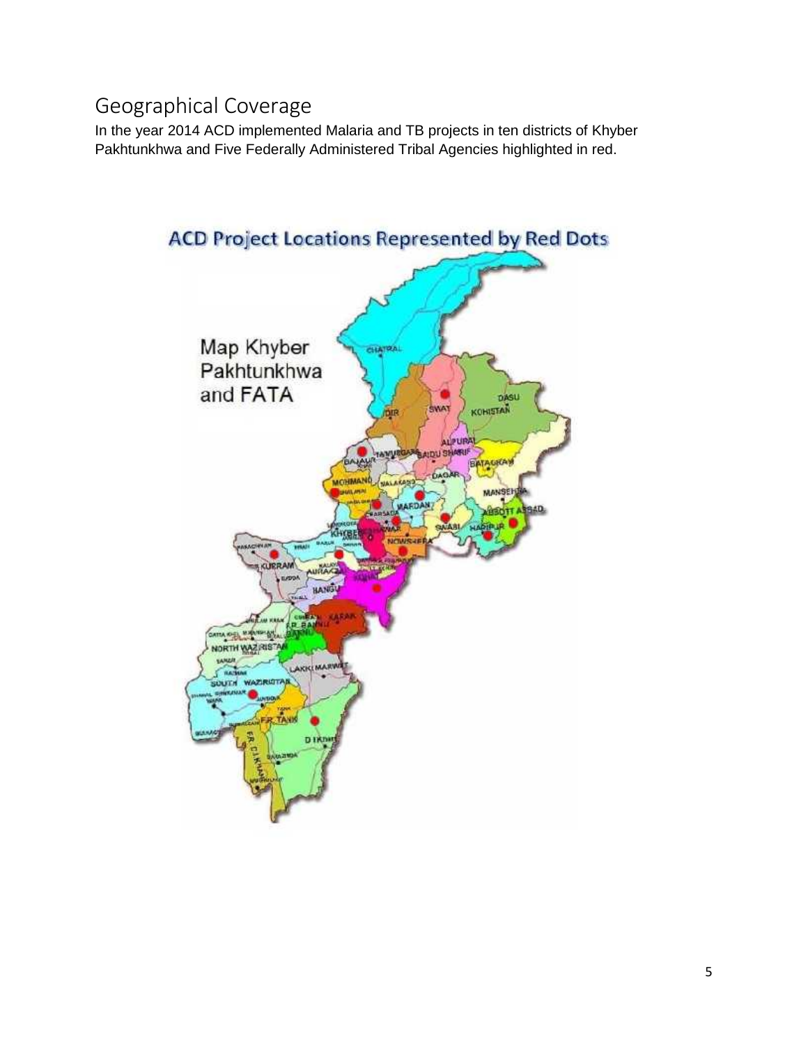## Geographical Coverage

In the year 2014 ACD implemented Malaria and TB projects in ten districts of Khyber Pakhtunkhwa and Five Federally Administered Tribal Agencies highlighted in red.

ACD Project Locations Represented by Red Dots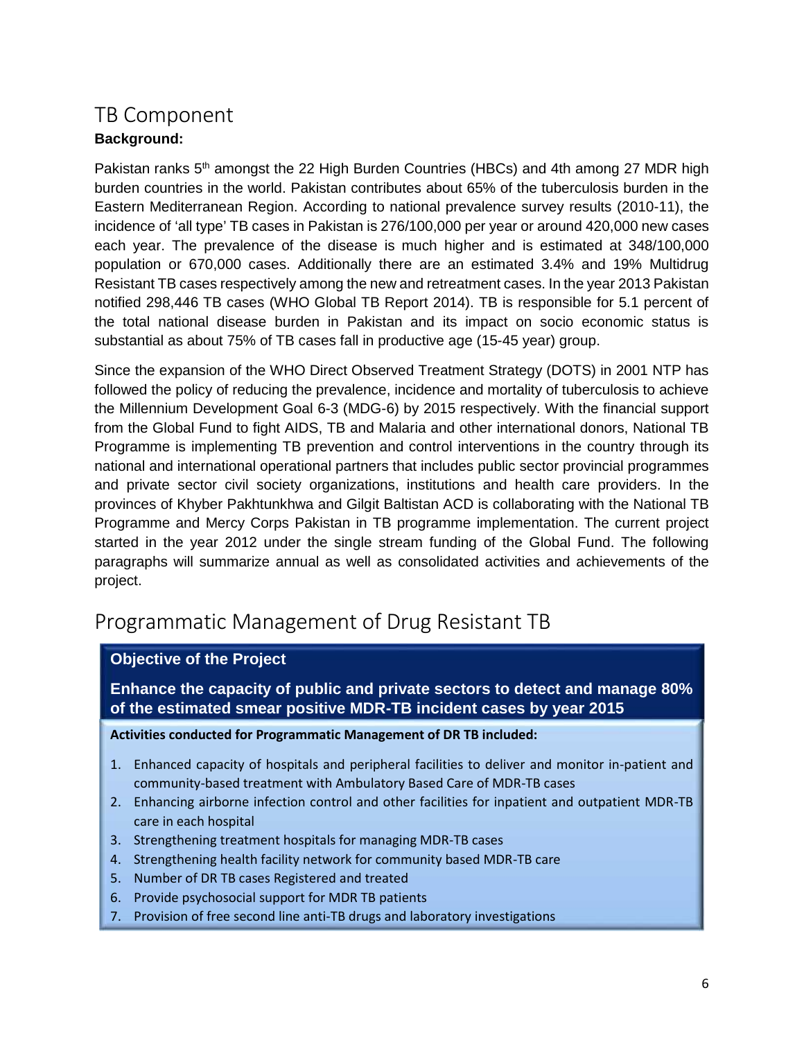## TB Component

**Background:**

Pakistan ranks 5th amongst the 22 High Burden Countries (HBCs) and 4th among 27 MDR high burden countries in the world. Pakistan contributes about 65% of the tuberculosis burden in the Eastern Mediterranean Region. According to national prevalence survey results (2010-11), the incidence of 'all type' TB cases in Pakistan is 276/100,000 per year or around 420,000 new cases each year. The prevalence of the disease is much higher and is estimated at 348/100,000 population or 670,000 cases. Additionally there are an estimated 3.4% and 19% Multidrug Resistant TB cases respectively among the new and retreatment cases. In the year 2013 Pakistan notified 298,446 TB cases (WHO Global TB Report 2014). TB is responsible for 5.1 percent of the total national disease burden in Pakistan and its impact on socio economic status is substantial as about 75% of TB cases fall in productive age (15-45 year) group.

Since the expansion of the WHO Direct Observed Treatment Strategy (DOTS) in 2001 NTP has followed the policy of reducing the prevalence, incidence and mortality of tuberculosis to achieve the Millennium Development Goal 6-3 (MDG-6) by 2015 respectively. With the financial support from the Global Fund to fight AIDS, TB and Malaria and other international donors, National TB Programme is implementing TB prevention and control interventions in the country through its national and international operational partners that includes public sector provincial programmes and private sector civil society organizations, institutions and health care providers. In the provinces of Khyber Pakhtunkhwa and Gilgit Baltistan ACD is collaborating with the National TB Programme and Mercy Corps Pakistan in TB programme implementation. The current project started in the year 2012 under the single stream funding of the Global Fund. The following paragraphs will summarize annual as well as consolidated activities and achievements of the project.

## Programmatic Management of Drug Resistant TB

**Objective of the Project**

**Enhance the capacity of public and private sectors to detect and manage 80% of the estimated smear positive MDR-TB incident cases by year 2015**

**Activities conducted for Programmatic Management of DR TB included:**

1. Enhanced capacity of hospitals and peripheral facilities to deliver and monitor in-patient and community-based treatment with Ambulatory Based Care of MDR-TB cases
2. Enhancing airborne infection control and other facilities for inpatient and outpatient MDR-TB care in each hospital
3. Strengthening treatment hospitals for managing MDR-TB cases
4. Strengthening health facility network for community based MDR-TB care
5. Number of DR TB cases Registered and treated
6. Provide psychosocial support for MDR TB patients
7. Provision of free second line anti-TB drugs and laboratory investigations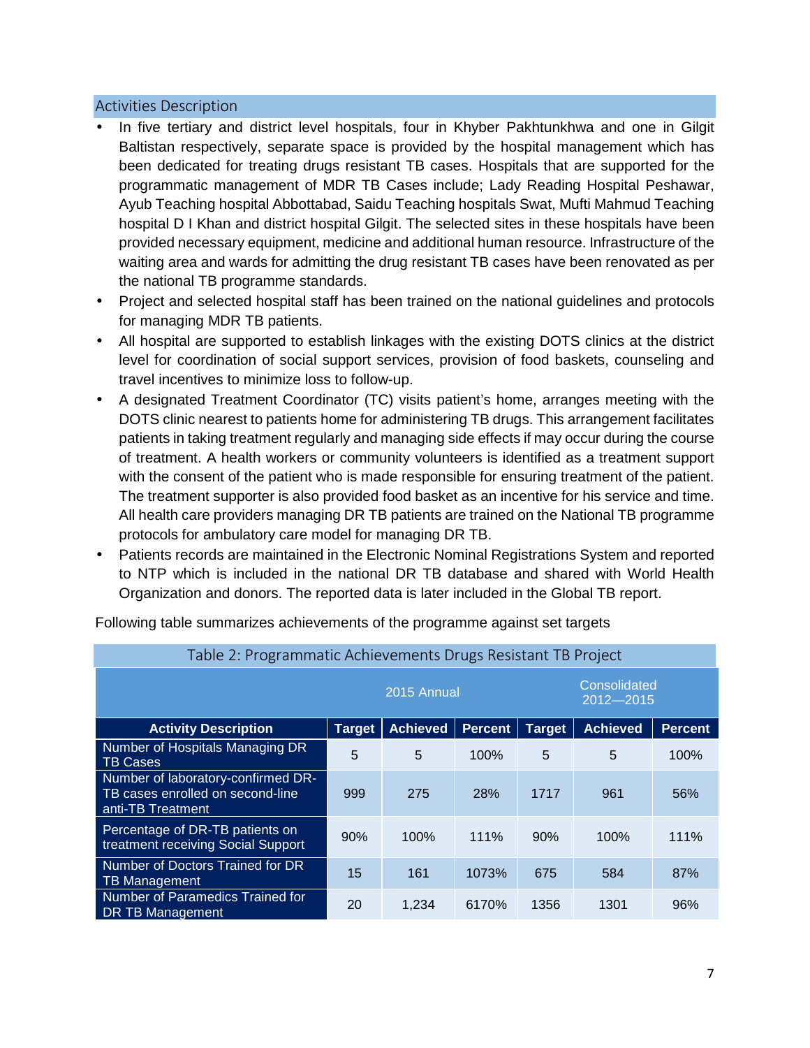## Activities Description

- In five tertiary and district level hospitals, four in Khyber Pakhtunkhwa and one in Gilgit Baltistan respectively, separate space is provided by the hospital management which has been dedicated for treating drugs resistant TB cases. Hospitals that are supported for the programmatic management of MDR TB Cases include; Lady Reading Hospital Peshawar, Ayub Teaching hospital Abbottabad, Saidu Teaching hospitals Swat, Mufti Mahmud Teaching hospital D I Khan and district hospital Gilgit. The selected sites in these hospitals have been provided necessary equipment, medicine and additional human resource. Infrastructure of the waiting area and wards for admitting the drug resistant TB cases have been renovated as per the national TB programme standards.
- Project and selected hospital staff has been trained on the national guidelines and protocols for managing MDR TB patients.
- All hospital are supported to establish linkages with the existing DOTS clinics at the district level for coordination of social support services, provision of food baskets, counseling and travel incentives to minimize loss to follow-up.
- A designated Treatment Coordinator (TC) visits patient's home, arranges meeting with the DOTS clinic nearest to patients home for administering TB drugs. This arrangement facilitates patients in taking treatment regularly and managing side effects if may occur during the course of treatment. A health workers or community volunteers is identified as a treatment support with the consent of the patient who is made responsible for ensuring treatment of the patient. The treatment supporter is also provided food basket as an incentive for his service and time. All health care providers managing DR TB patients are trained on the National TB programme protocols for ambulatory care model for managing DR TB.
- Patients records are maintained in the Electronic Nominal Registrations System and reported to NTP which is included in the national DR TB database and shared with World Health Organization and donors. The reported data is later included in the Global TB report.

Following table summarizes achievements of the programme against set targets

Table 2: Programmatic Achievements Drugs Resistant TB Project

| | 2015 Annual | | | Consolidated 2012—2015 | | |
|---|---|---|---|---|---|---|
| **Activity Description** | **Target** | **Achieved** | **Percent** | **Target** | **Achieved** | **Percent** |
| Number of Hospitals Managing DR TB Cases | 5 | 5 | 100% | 5 | 5 | 100% |
| Number of laboratory-confirmed DR-TB cases enrolled on second-line anti-TB Treatment | 999 | 275 | 28% | 1717 | 961 | 56% |
| Percentage of DR-TB patients on treatment receiving Social Support | 90% | 100% | 111% | 90% | 100% | 111% |
| Number of Doctors Trained for DR TB Management | 15 | 161 | 1073% | 675 | 584 | 87% |
| Number of Paramedics Trained for DR TB Management | 20 | 1,234 | 6170% | 1356 | 1301 | 96% |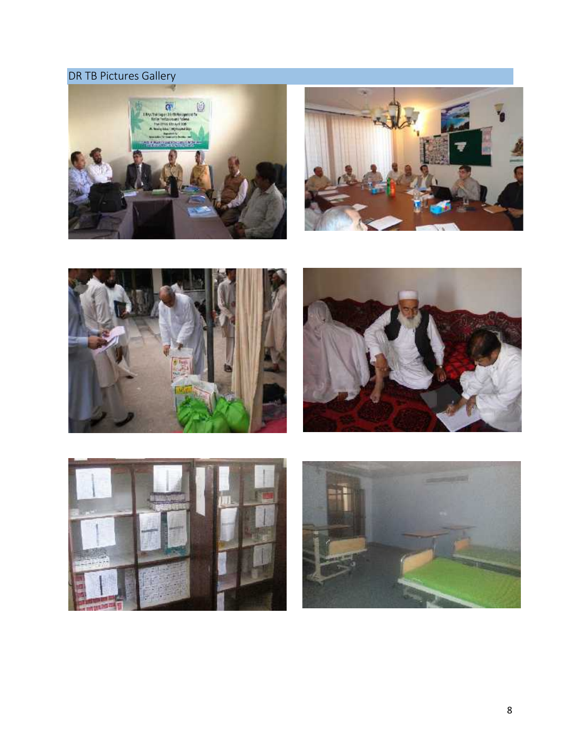## DR TB Pictures Gallery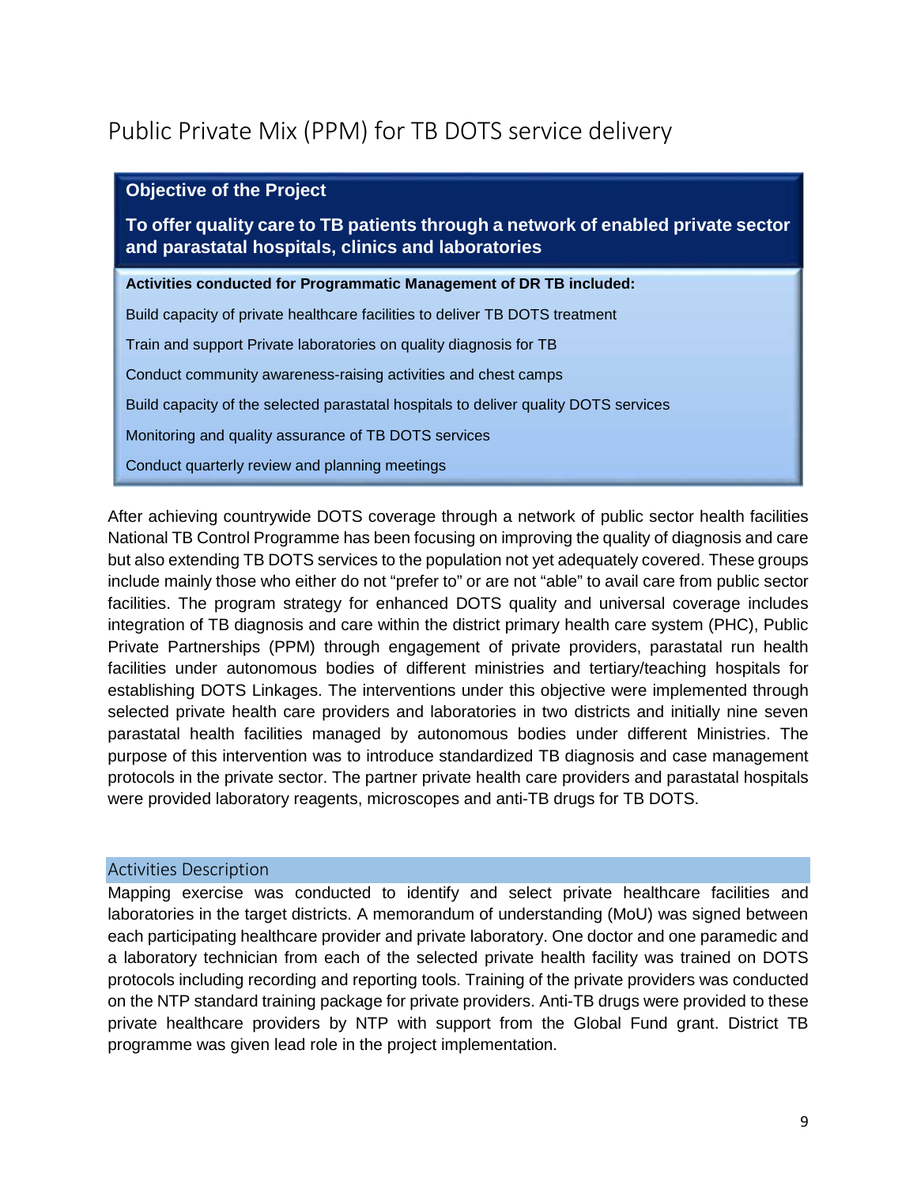## Public Private Mix (PPM) for TB DOTS service delivery

**Objective of the Project**

**To offer quality care to TB patients through a network of enabled private sector and parastatal hospitals, clinics and laboratories**

**Activities conducted for Programmatic Management of DR TB included:**

- Build capacity of private healthcare facilities to deliver TB DOTS treatment
- Train and support Private laboratories on quality diagnosis for TB
- Conduct community awareness-raising activities and chest camps
- Build capacity of the selected parastatal hospitals to deliver quality DOTS services
- Monitoring and quality assurance of TB DOTS services
- Conduct quarterly review and planning meetings

After achieving countrywide DOTS coverage through a network of public sector health facilities National TB Control Programme has been focusing on improving the quality of diagnosis and care but also extending TB DOTS services to the population not yet adequately covered. These groups include mainly those who either do not "prefer to" or are not "able" to avail care from public sector facilities. The program strategy for enhanced DOTS quality and universal coverage includes integration of TB diagnosis and care within the district primary health care system (PHC), Public Private Partnerships (PPM) through engagement of private providers, parastatal run health facilities under autonomous bodies of different ministries and tertiary/teaching hospitals for establishing DOTS Linkages. The interventions under this objective were implemented through selected private health care providers and laboratories in two districts and initially nine seven parastatal health facilities managed by autonomous bodies under different Ministries. The purpose of this intervention was to introduce standardized TB diagnosis and case management protocols in the private sector. The partner private health care providers and parastatal hospitals were provided laboratory reagents, microscopes and anti-TB drugs for TB DOTS.

### Activities Description

Mapping exercise was conducted to identify and select private healthcare facilities and laboratories in the target districts. A memorandum of understanding (MoU) was signed between each participating healthcare provider and private laboratory. One doctor and one paramedic and a laboratory technician from each of the selected private health facility was trained on DOTS protocols including recording and reporting tools. Training of the private providers was conducted on the NTP standard training package for private providers. Anti-TB drugs were provided to these private healthcare providers by NTP with support from the Global Fund grant. District TB programme was given lead role in the project implementation.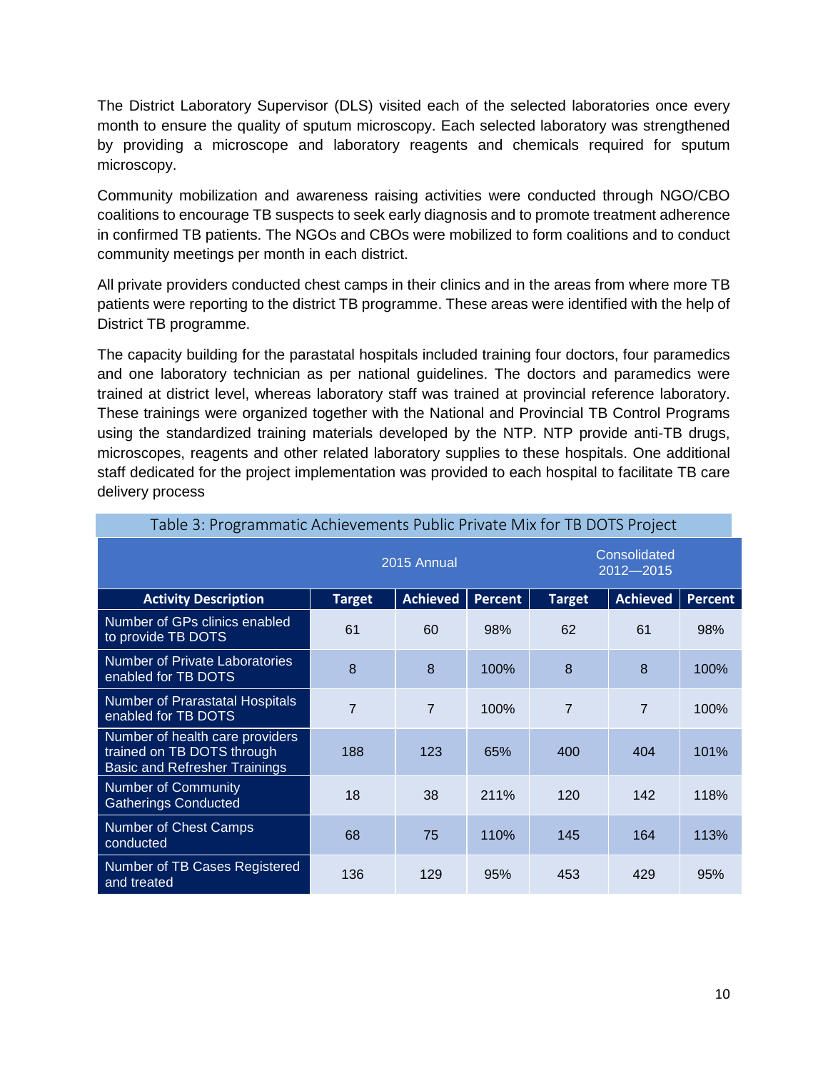The District Laboratory Supervisor (DLS) visited each of the selected laboratories once every month to ensure the quality of sputum microscopy. Each selected laboratory was strengthened by providing a microscope and laboratory reagents and chemicals required for sputum microscopy.

Community mobilization and awareness raising activities were conducted through NGO/CBO coalitions to encourage TB suspects to seek early diagnosis and to promote treatment adherence in confirmed TB patients. The NGOs and CBOs were mobilized to form coalitions and to conduct community meetings per month in each district.

All private providers conducted chest camps in their clinics and in the areas from where more TB patients were reporting to the district TB programme. These areas were identified with the help of District TB programme.

The capacity building for the parastatal hospitals included training four doctors, four paramedics and one laboratory technician as per national guidelines. The doctors and paramedics were trained at district level, whereas laboratory staff was trained at provincial reference laboratory. These trainings were organized together with the National and Provincial TB Control Programs using the standardized training materials developed by the NTP. NTP provide anti-TB drugs, microscopes, reagents and other related laboratory supplies to these hospitals. One additional staff dedicated for the project implementation was provided to each hospital to facilitate TB care delivery process

Table 3: Programmatic Achievements Public Private Mix for TB DOTS Project

| | 2015 Annual | | | Consolidated 2012—2015 | | |
|---|---|---|---|---|---|---|
| **Activity Description** | **Target** | **Achieved** | **Percent** | **Target** | **Achieved** | **Percent** |
| Number of GPs clinics enabled to provide TB DOTS | 61 | 60 | 98% | 62 | 61 | 98% |
| Number of Private Laboratories enabled for TB DOTS | 8 | 8 | 100% | 8 | 8 | 100% |
| Number of Prarastatal Hospitals enabled for TB DOTS | 7 | 7 | 100% | 7 | 7 | 100% |
| Number of health care providers trained on TB DOTS through Basic and Refresher Trainings | 188 | 123 | 65% | 400 | 404 | 101% |
| Number of Community Gatherings Conducted | 18 | 38 | 211% | 120 | 142 | 118% |
| Number of Chest Camps conducted | 68 | 75 | 110% | 145 | 164 | 113% |
| Number of TB Cases Registered and treated | 136 | 129 | 95% | 453 | 429 | 95% |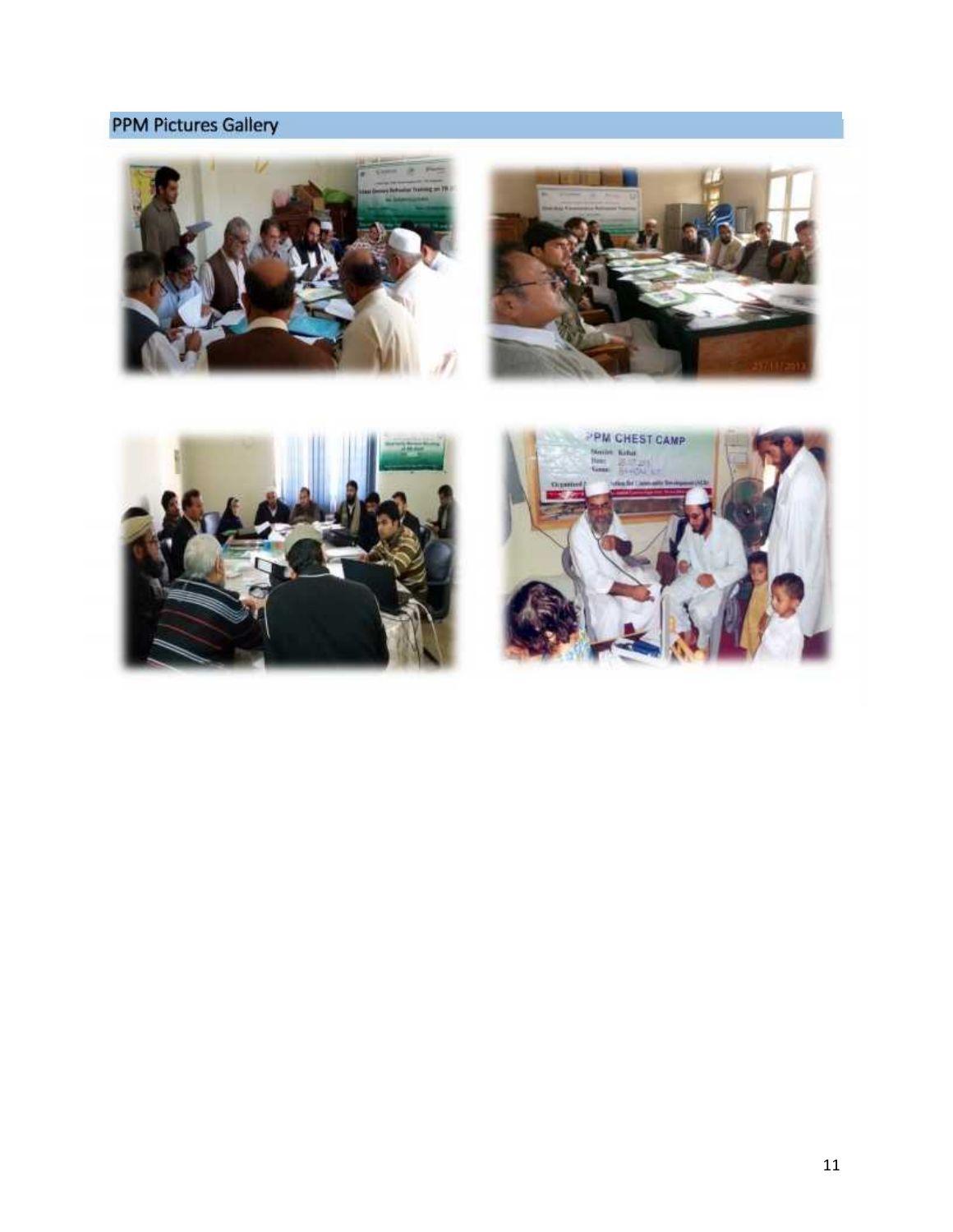## PPM Pictures Gallery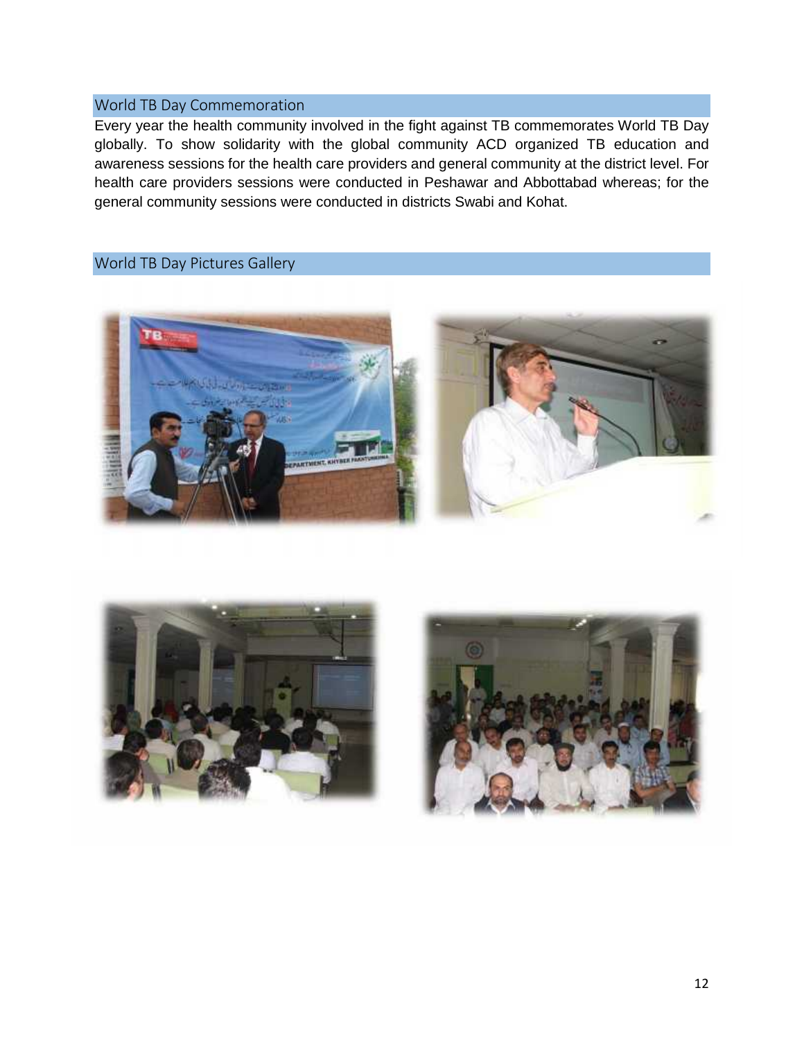## World TB Day Commemoration

Every year the health community involved in the fight against TB commemorates World TB Day globally. To show solidarity with the global community ACD organized TB education and awareness sessions for the health care providers and general community at the district level. For health care providers sessions were conducted in Peshawar and Abbottabad whereas; for the general community sessions were conducted in districts Swabi and Kohat.

## World TB Day Pictures Gallery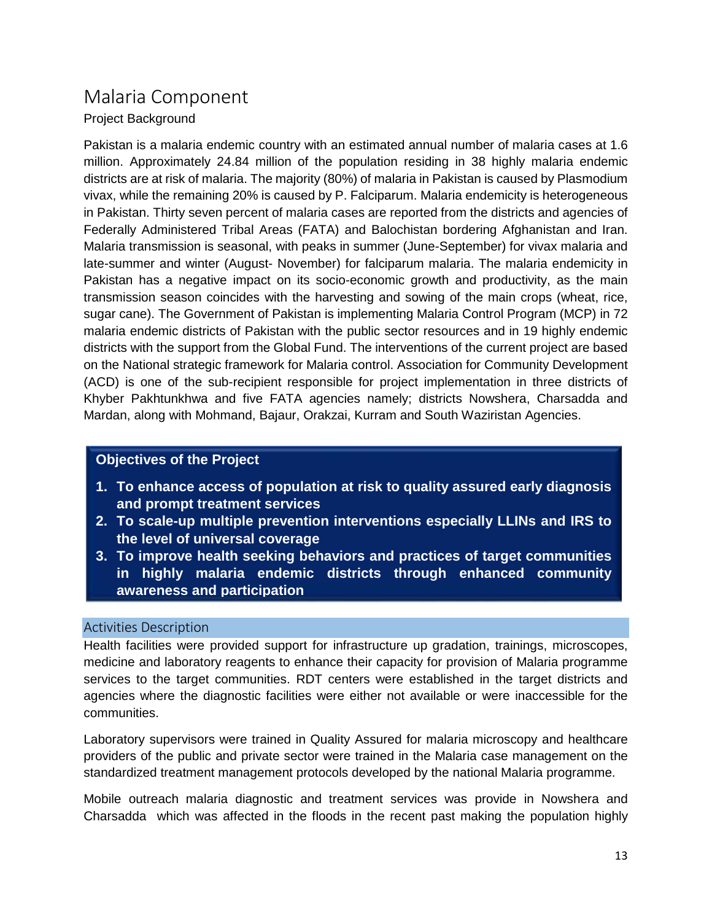# Malaria Component

Project Background

Pakistan is a malaria endemic country with an estimated annual number of malaria cases at 1.6 million. Approximately 24.84 million of the population residing in 38 highly malaria endemic districts are at risk of malaria. The majority (80%) of malaria in Pakistan is caused by Plasmodium vivax, while the remaining 20% is caused by P. Falciparum. Malaria endemicity is heterogeneous in Pakistan. Thirty seven percent of malaria cases are reported from the districts and agencies of Federally Administered Tribal Areas (FATA) and Balochistan bordering Afghanistan and Iran. Malaria transmission is seasonal, with peaks in summer (June-September) for vivax malaria and late-summer and winter (August- November) for falciparum malaria. The malaria endemicity in Pakistan has a negative impact on its socio-economic growth and productivity, as the main transmission season coincides with the harvesting and sowing of the main crops (wheat, rice, sugar cane). The Government of Pakistan is implementing Malaria Control Program (MCP) in 72 malaria endemic districts of Pakistan with the public sector resources and in 19 highly endemic districts with the support from the Global Fund. The interventions of the current project are based on the National strategic framework for Malaria control. Association for Community Development (ACD) is one of the sub-recipient responsible for project implementation in three districts of Khyber Pakhtunkhwa and five FATA agencies namely; districts Nowshera, Charsadda and Mardan, along with Mohmand, Bajaur, Orakzai, Kurram and South Waziristan Agencies.

**Objectives of the Project**

1. **To enhance access of population at risk to quality assured early diagnosis and prompt treatment services**
2. **To scale-up multiple prevention interventions especially LLINs and IRS to the level of universal coverage**
3. **To improve health seeking behaviors and practices of target communities in highly malaria endemic districts through enhanced community awareness and participation**

## Activities Description

Health facilities were provided support for infrastructure up gradation, trainings, microscopes, medicine and laboratory reagents to enhance their capacity for provision of Malaria programme services to the target communities. RDT centers were established in the target districts and agencies where the diagnostic facilities were either not available or were inaccessible for the communities.

Laboratory supervisors were trained in Quality Assured for malaria microscopy and healthcare providers of the public and private sector were trained in the Malaria case management on the standardized treatment management protocols developed by the national Malaria programme.

Mobile outreach malaria diagnostic and treatment services was provide in Nowshera and Charsadda which was affected in the floods in the recent past making the population highly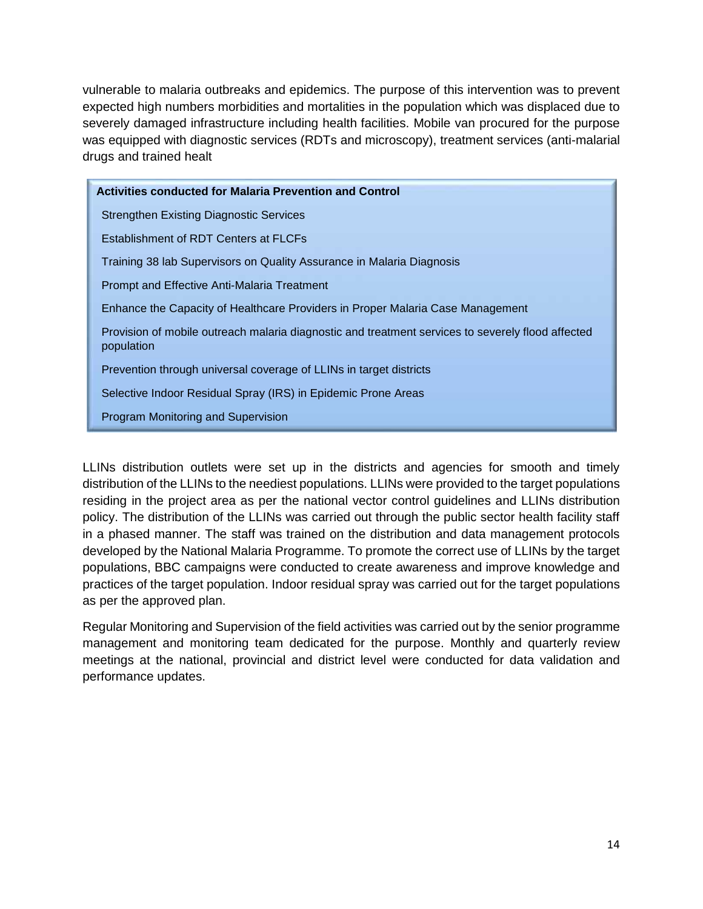vulnerable to malaria outbreaks and epidemics. The purpose of this intervention was to prevent expected high numbers morbidities and mortalities in the population which was displaced due to severely damaged infrastructure including health facilities. Mobile van procured for the purpose was equipped with diagnostic services (RDTs and microscopy), treatment services (anti-malarial drugs and trained healt

**Activities conducted for Malaria Prevention and Control**

- Strengthen Existing Diagnostic Services
- Establishment of RDT Centers at FLCFs
- Training 38 lab Supervisors on Quality Assurance in Malaria Diagnosis
- Prompt and Effective Anti-Malaria Treatment
- Enhance the Capacity of Healthcare Providers in Proper Malaria Case Management
- Provision of mobile outreach malaria diagnostic and treatment services to severely flood affected population
- Prevention through universal coverage of LLINs in target districts
- Selective Indoor Residual Spray (IRS) in Epidemic Prone Areas
- Program Monitoring and Supervision

LLINs distribution outlets were set up in the districts and agencies for smooth and timely distribution of the LLINs to the neediest populations. LLINs were provided to the target populations residing in the project area as per the national vector control guidelines and LLINs distribution policy. The distribution of the LLINs was carried out through the public sector health facility staff in a phased manner. The staff was trained on the distribution and data management protocols developed by the National Malaria Programme. To promote the correct use of LLINs by the target populations, BBC campaigns were conducted to create awareness and improve knowledge and practices of the target population. Indoor residual spray was carried out for the target populations as per the approved plan.

Regular Monitoring and Supervision of the field activities was carried out by the senior programme management and monitoring team dedicated for the purpose. Monthly and quarterly review meetings at the national, provincial and district level were conducted for data validation and performance updates.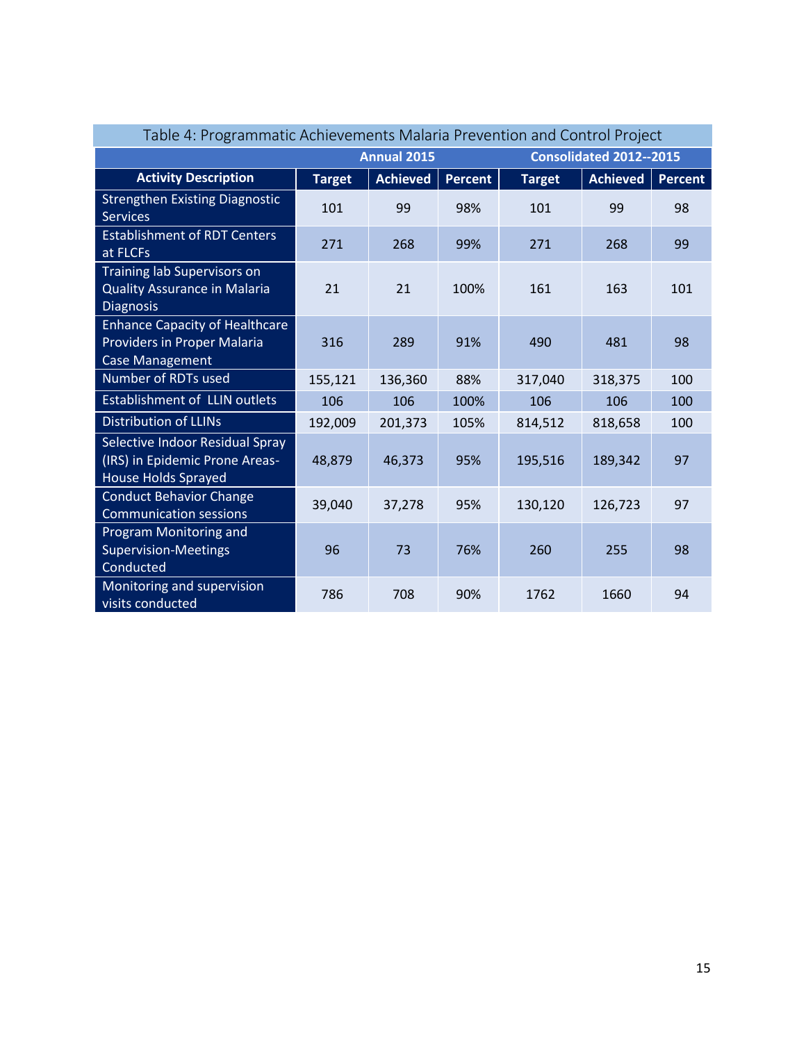Table 4: Programmatic Achievements Malaria Prevention and Control Project

| Activity Description | Annual 2015 | | | Consolidated 2012--2015 | | |
|---|---|---|---|---|---|---|
| | Target | Achieved | Percent | Target | Achieved | Percent |
| Strengthen Existing Diagnostic Services | 101 | 99 | 98% | 101 | 99 | 98 |
| Establishment of RDT Centers at FLCFs | 271 | 268 | 99% | 271 | 268 | 99 |
| Training lab Supervisors on Quality Assurance in Malaria Diagnosis | 21 | 21 | 100% | 161 | 163 | 101 |
| Enhance Capacity of Healthcare Providers in Proper Malaria Case Management | 316 | 289 | 91% | 490 | 481 | 98 |
| Number of RDTs used | 155,121 | 136,360 | 88% | 317,040 | 318,375 | 100 |
| Establishment of LLIN outlets | 106 | 106 | 100% | 106 | 106 | 100 |
| Distribution of LLINs | 192,009 | 201,373 | 105% | 814,512 | 818,658 | 100 |
| Selective Indoor Residual Spray (IRS) in Epidemic Prone Areas-House Holds Sprayed | 48,879 | 46,373 | 95% | 195,516 | 189,342 | 97 |
| Conduct Behavior Change Communication sessions | 39,040 | 37,278 | 95% | 130,120 | 126,723 | 97 |
| Program Monitoring and Supervision-Meetings Conducted | 96 | 73 | 76% | 260 | 255 | 98 |
| Monitoring and supervision visits conducted | 786 | 708 | 90% | 1762 | 1660 | 94 |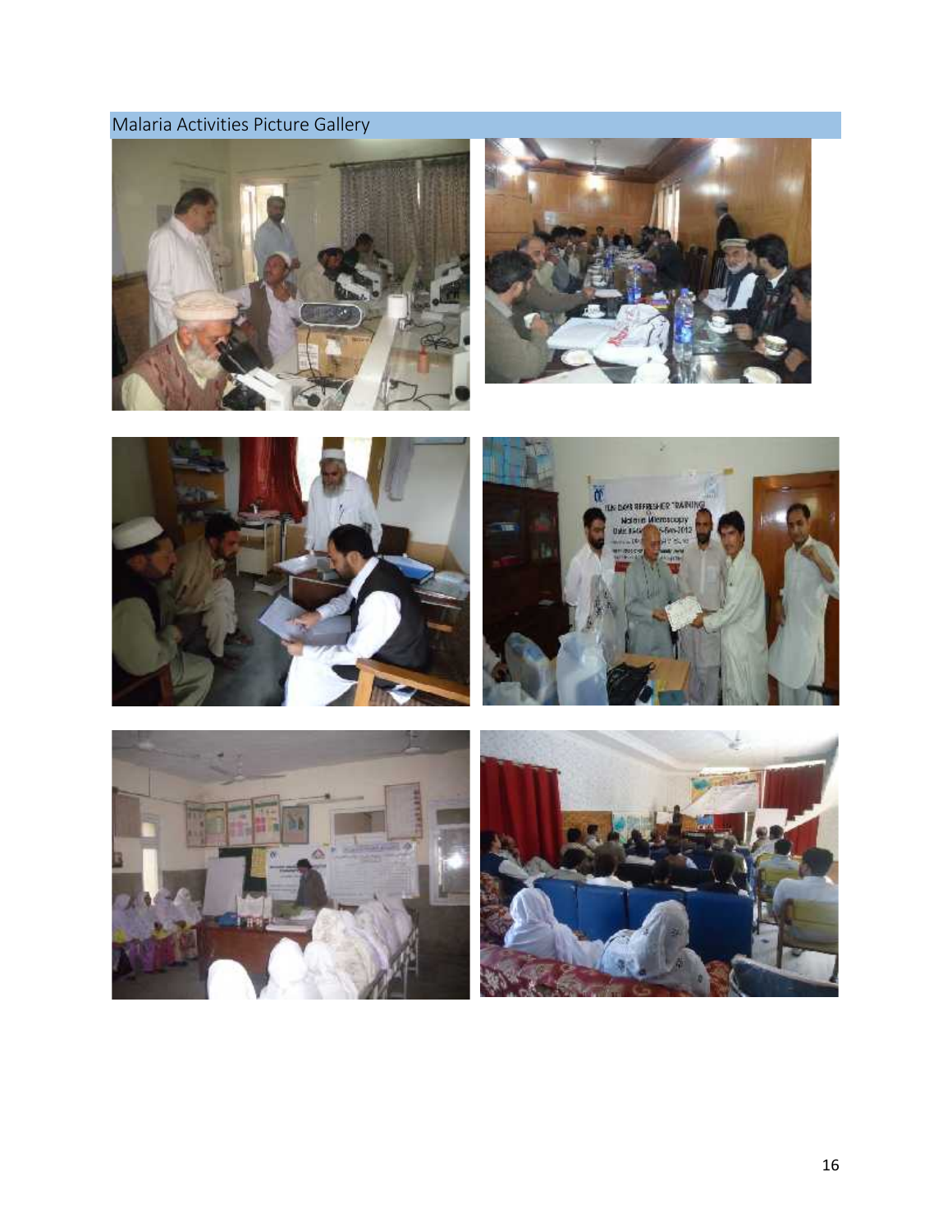# Malaria Activities Picture Gallery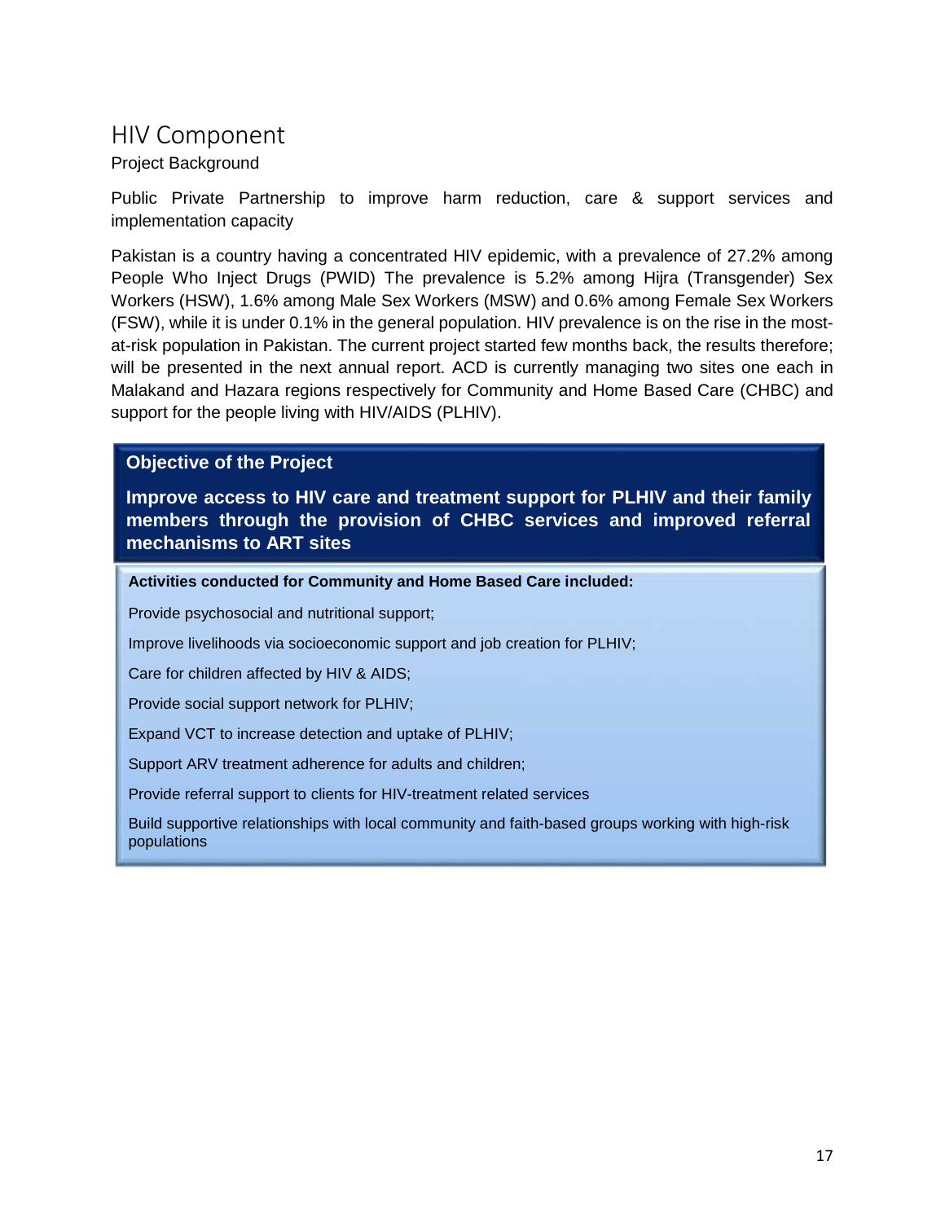# HIV Component

Project Background

Public Private Partnership to improve harm reduction, care & support services and implementation capacity

Pakistan is a country having a concentrated HIV epidemic, with a prevalence of 27.2% among People Who Inject Drugs (PWID) The prevalence is 5.2% among Hijra (Transgender) Sex Workers (HSW), 1.6% among Male Sex Workers (MSW) and 0.6% among Female Sex Workers (FSW), while it is under 0.1% in the general population. HIV prevalence is on the rise in the most-at-risk population in Pakistan. The current project started few months back, the results therefore; will be presented in the next annual report. ACD is currently managing two sites one each in Malakand and Hazara regions respectively for Community and Home Based Care (CHBC) and support for the people living with HIV/AIDS (PLHIV).

**Objective of the Project**

**Improve access to HIV care and treatment support for PLHIV and their family members through the provision of CHBC services and improved referral mechanisms to ART sites**

**Activities conducted for Community and Home Based Care included:**

Provide psychosocial and nutritional support;

Improve livelihoods via socioeconomic support and job creation for PLHIV;

Care for children affected by HIV & AIDS;

Provide social support network for PLHIV;

Expand VCT to increase detection and uptake of PLHIV;

Support ARV treatment adherence for adults and children;

Provide referral support to clients for HIV-treatment related services

Build supportive relationships with local community and faith-based groups working with high-risk populations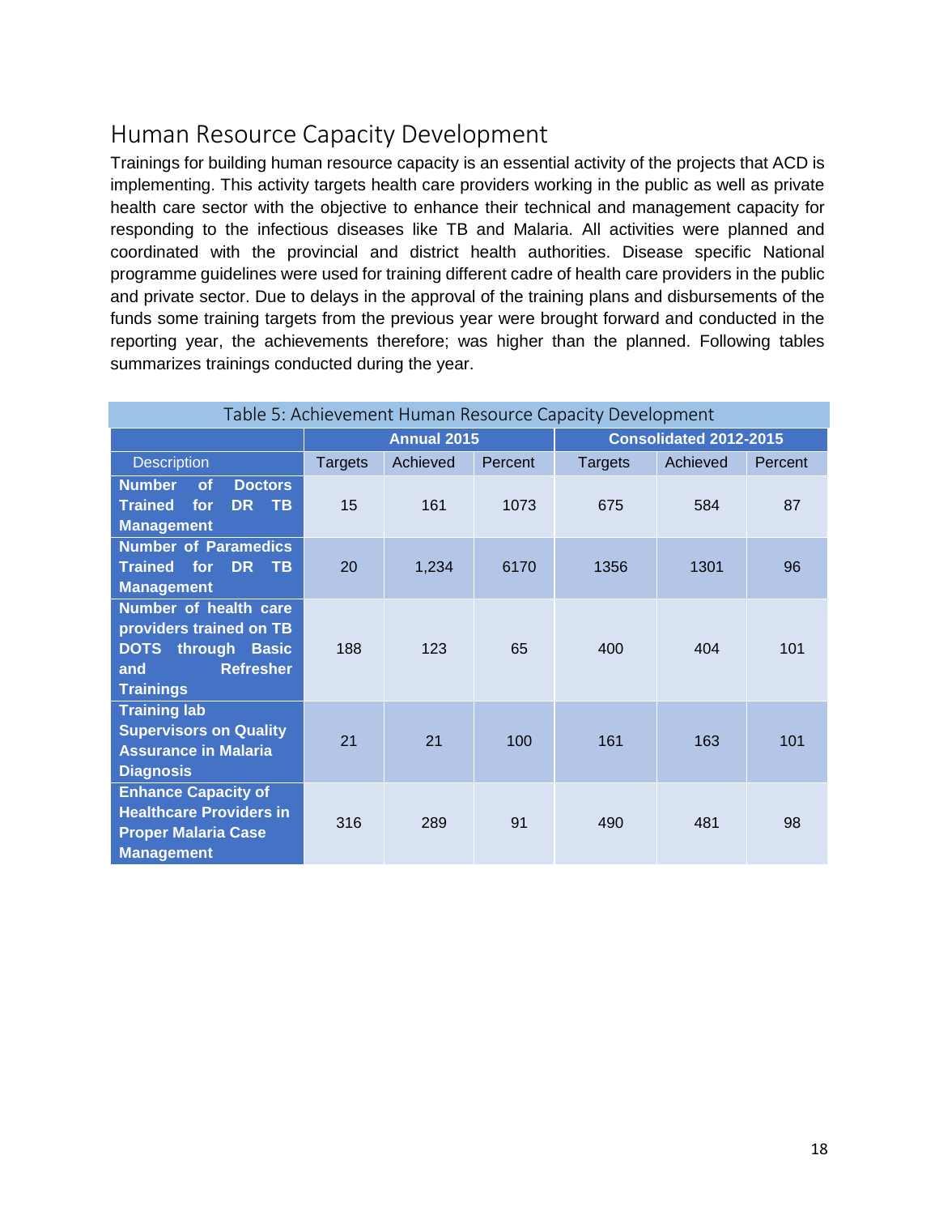## Human Resource Capacity Development

Trainings for building human resource capacity is an essential activity of the projects that ACD is implementing. This activity targets health care providers working in the public as well as private health care sector with the objective to enhance their technical and management capacity for responding to the infectious diseases like TB and Malaria. All activities were planned and coordinated with the provincial and district health authorities. Disease specific National programme guidelines were used for training different cadre of health care providers in the public and private sector. Due to delays in the approval of the training plans and disbursements of the funds some training targets from the previous year were brought forward and conducted in the reporting year, the achievements therefore; was higher than the planned. Following tables summarizes trainings conducted during the year.

Table 5: Achievement Human Resource Capacity Development

| | Annual 2015 | | | Consolidated 2012-2015 | | |
|---|---|---|---|---|---|---|
| Description | Targets | Achieved | Percent | Targets | Achieved | Percent |
| **Number of Doctors Trained for DR TB Management** | 15 | 161 | 1073 | 675 | 584 | 87 |
| **Number of Paramedics Trained for DR TB Management** | 20 | 1,234 | 6170 | 1356 | 1301 | 96 |
| **Number of health care providers trained on TB DOTS through Basic and Refresher Trainings** | 188 | 123 | 65 | 400 | 404 | 101 |
| **Training lab Supervisors on Quality Assurance in Malaria Diagnosis** | 21 | 21 | 100 | 161 | 163 | 101 |
| **Enhance Capacity of Healthcare Providers in Proper Malaria Case Management** | 316 | 289 | 91 | 490 | 481 | 98 |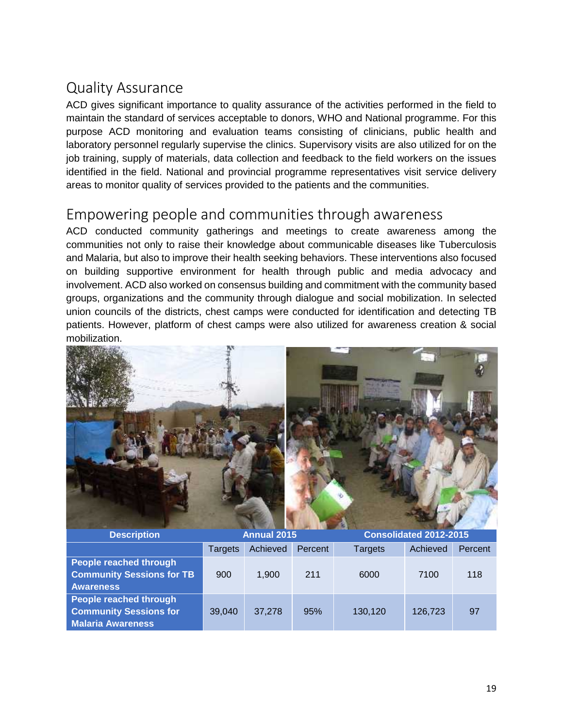## Quality Assurance

ACD gives significant importance to quality assurance of the activities performed in the field to maintain the standard of services acceptable to donors, WHO and National programme. For this purpose ACD monitoring and evaluation teams consisting of clinicians, public health and laboratory personnel regularly supervise the clinics. Supervisory visits are also utilized for on the job training, supply of materials, data collection and feedback to the field workers on the issues identified in the field. National and provincial programme representatives visit service delivery areas to monitor quality of services provided to the patients and the communities.

## Empowering people and communities through awareness

ACD conducted community gatherings and meetings to create awareness among the communities not only to raise their knowledge about communicable diseases like Tuberculosis and Malaria, but also to improve their health seeking behaviors. These interventions also focused on building supportive environment for health through public and media advocacy and involvement. ACD also worked on consensus building and commitment with the community based groups, organizations and the community through dialogue and social mobilization. In selected union councils of the districts, chest camps were conducted for identification and detecting TB patients. However, platform of chest camps were also utilized for awareness creation & social mobilization.

| Description | Annual 2015 | | | Consolidated 2012-2015 | | |
|---|---|---|---|---|---|---|
| | Targets | Achieved | Percent | Targets | Achieved | Percent |
| **People reached through Community Sessions for TB Awareness** | 900 | 1,900 | 211 | 6000 | 7100 | 118 |
| **People reached through Community Sessions for Malaria Awareness** | 39,040 | 37,278 | 95% | 130,120 | 126,723 | 97 |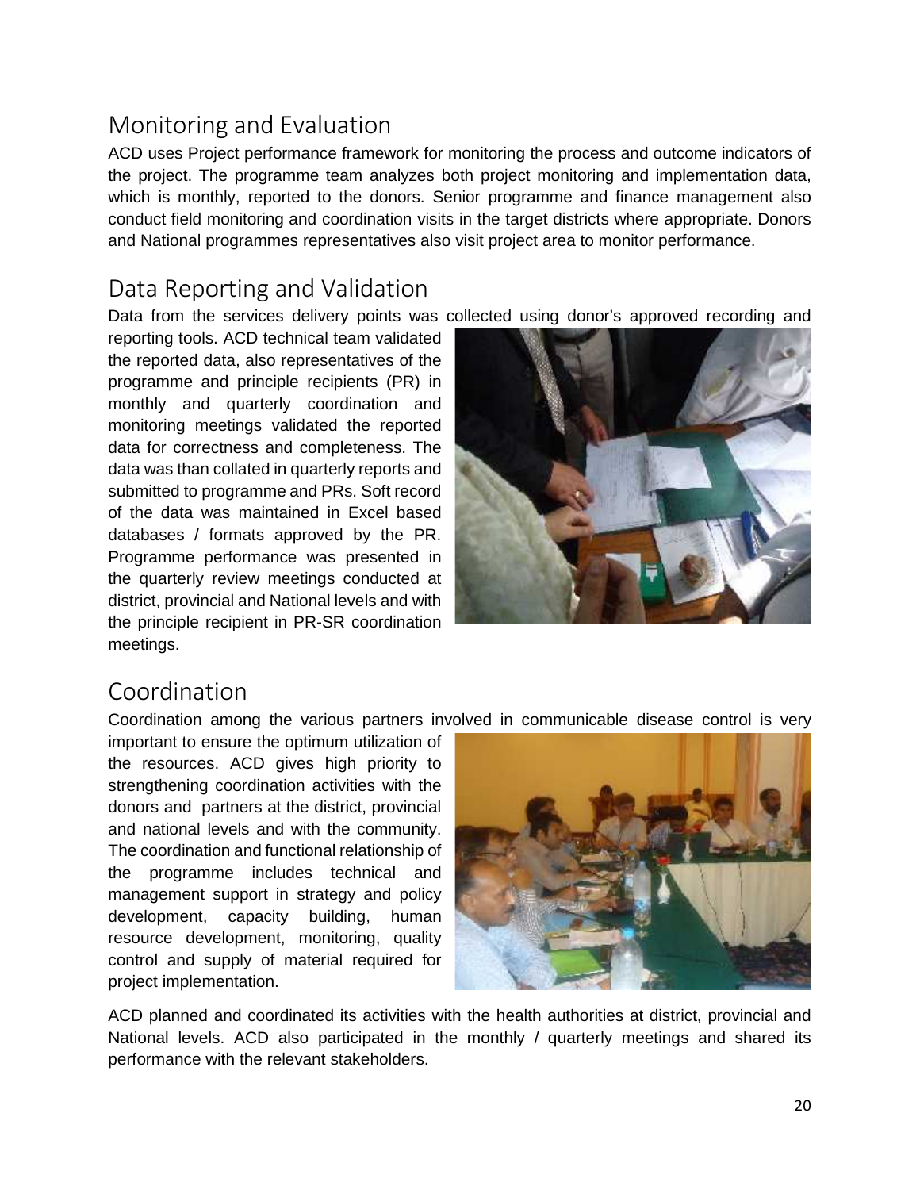## Monitoring and Evaluation

ACD uses Project performance framework for monitoring the process and outcome indicators of the project. The programme team analyzes both project monitoring and implementation data, which is monthly, reported to the donors. Senior programme and finance management also conduct field monitoring and coordination visits in the target districts where appropriate. Donors and National programmes representatives also visit project area to monitor performance.

## Data Reporting and Validation

Data from the services delivery points was collected using donor's approved recording and reporting tools. ACD technical team validated the reported data, also representatives of the programme and principle recipients (PR) in monthly and quarterly coordination and monitoring meetings validated the reported data for correctness and completeness. The data was than collated in quarterly reports and submitted to programme and PRs. Soft record of the data was maintained in Excel based databases / formats approved by the PR. Programme performance was presented in the quarterly review meetings conducted at district, provincial and National levels and with the principle recipient in PR-SR coordination meetings.

## Coordination

Coordination among the various partners involved in communicable disease control is very important to ensure the optimum utilization of the resources. ACD gives high priority to strengthening coordination activities with the donors and partners at the district, provincial and national levels and with the community. The coordination and functional relationship of the programme includes technical and management support in strategy and policy development, capacity building, human resource development, monitoring, quality control and supply of material required for project implementation.

ACD planned and coordinated its activities with the health authorities at district, provincial and National levels. ACD also participated in the monthly / quarterly meetings and shared its performance with the relevant stakeholders.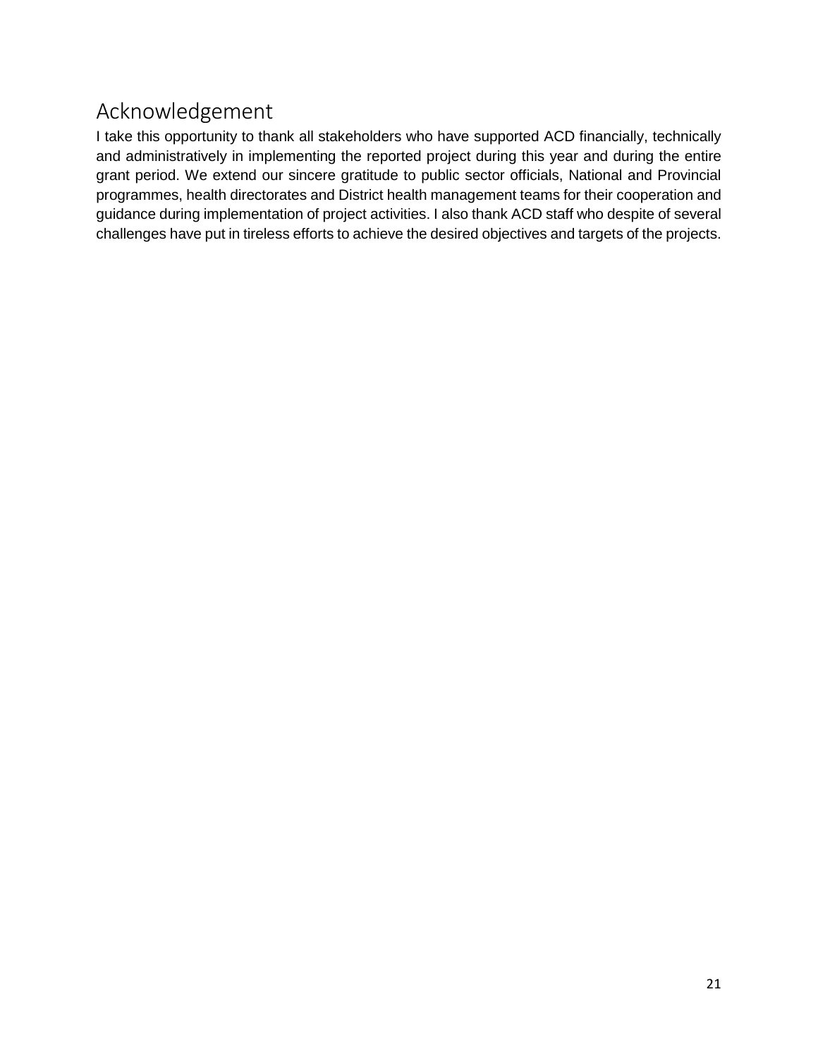## Acknowledgement

I take this opportunity to thank all stakeholders who have supported ACD financially, technically and administratively in implementing the reported project during this year and during the entire grant period. We extend our sincere gratitude to public sector officials, National and Provincial programmes, health directorates and District health management teams for their cooperation and guidance during implementation of project activities. I also thank ACD staff who despite of several challenges have put in tireless efforts to achieve the desired objectives and targets of the projects.